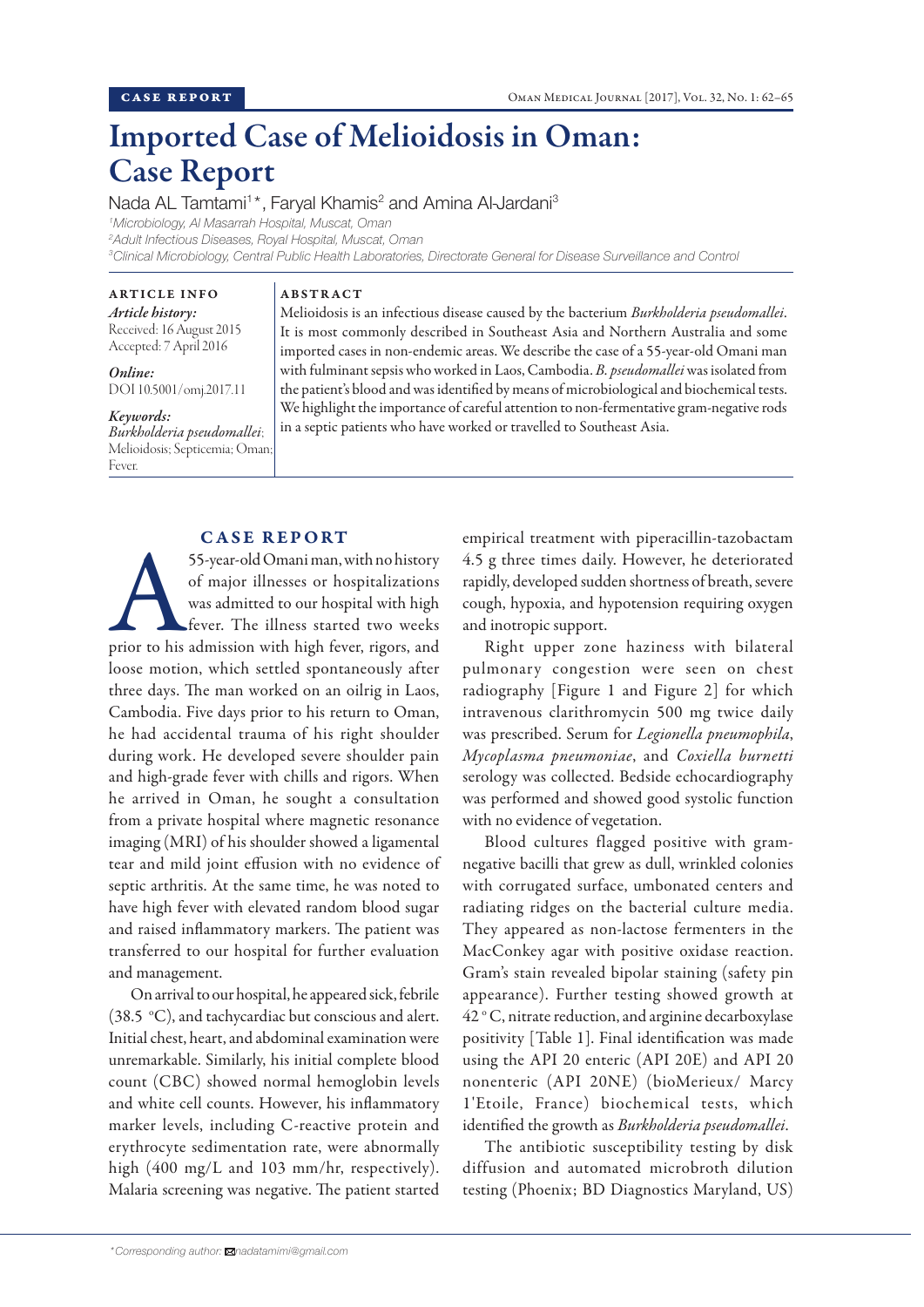CASE REPORT

# Imported Case of Melioidosis in Oman: Case Report

Nada AL Tamtami[1]*, Faryal Khamis[2] and Amina Al-Jardani[3]

[1]Microbiology, Al Masarrah Hospital, Muscat, Oman
[2]Adult Infectious Diseases, Royal Hospital, Muscat, Oman
[3]Clinical Microbiology, Central Public Health Laboratories, Directorate General for Disease Surveillance and Control

**ARTICLE INFO**

*Article history:*
Received: 16 August 2015
Accepted: 7 April 2016

*Online:*
DOI 10.5001/omj.2017.11

*Keywords:*
*Burkholderia pseudomallei*; Melioidosis; Septicemia; Oman; Fever.

**ABSTRACT**

Melioidosis is an infectious disease caused by the bacterium *Burkholderia pseudomallei*. It is most commonly described in Southeast Asia and Northern Australia and some imported cases in non-endemic areas. We describe the case of a 55-year-old Omani man with fulminant sepsis who worked in Laos, Cambodia. *B. pseudomallei* was isolated from the patient's blood and was identified by means of microbiological and biochemical tests. We highlight the importance of careful attention to non-fermentative gram-negative rods in a septic patients who have worked or travelled to Southeast Asia.

## CASE REPORT

A 55-year-old Omani man, with no history of major illnesses or hospitalizations was admitted to our hospital with high fever. The illness started two weeks prior to his admission with high fever, rigors, and loose motion, which settled spontaneously after three days. The man worked on an oilrig in Laos, Cambodia. Five days prior to his return to Oman, he had accidental trauma of his right shoulder during work. He developed severe shoulder pain and high-grade fever with chills and rigors. When he arrived in Oman, he sought a consultation from a private hospital where magnetic resonance imaging (MRI) of his shoulder showed a ligamental tear and mild joint effusion with no evidence of septic arthritis. At the same time, he was noted to have high fever with elevated random blood sugar and raised inflammatory markers. The patient was transferred to our hospital for further evaluation and management.

On arrival to our hospital, he appeared sick, febrile (38.5 °C), and tachycardiac but conscious and alert. Initial chest, heart, and abdominal examination were unremarkable. Similarly, his initial complete blood count (CBC) showed normal hemoglobin levels and white cell counts. However, his inflammatory marker levels, including C-reactive protein and erythrocyte sedimentation rate, were abnormally high (400 mg/L and 103 mm/hr, respectively). Malaria screening was negative. The patient started empirical treatment with piperacillin-tazobactam 4.5 g three times daily. However, he deteriorated rapidly, developed sudden shortness of breath, severe cough, hypoxia, and hypotension requiring oxygen and inotropic support.

Right upper zone haziness with bilateral pulmonary congestion were seen on chest radiography [Figure 1 and Figure 2] for which intravenous clarithromycin 500 mg twice daily was prescribed. Serum for *Legionella pneumophila*, *Mycoplasma pneumoniae*, and *Coxiella burnetti* serology was collected. Bedside echocardiography was performed and showed good systolic function with no evidence of vegetation.

Blood cultures flagged positive with gram-negative bacilli that grew as dull, wrinkled colonies with corrugated surface, umbonated centers and radiating ridges on the bacterial culture media. They appeared as non-lactose fermenters in the MacConkey agar with positive oxidase reaction. Gram's stain revealed bipolar staining (safety pin appearance). Further testing showed growth at 42 °C, nitrate reduction, and arginine decarboxylase positivity [Table 1]. Final identification was made using the API 20 enteric (API 20E) and API 20 nonenteric (API 20NE) (bioMerieux/ Marcy 1'Etoile, France) biochemical tests, which identified the growth as *Burkholderia pseudomallei*.

The antibiotic susceptibility testing by disk diffusion and automated microbroth dilution testing (Phoenix; BD Diagnostics Maryland, US)

*Corresponding author: nadatamimi@gmail.com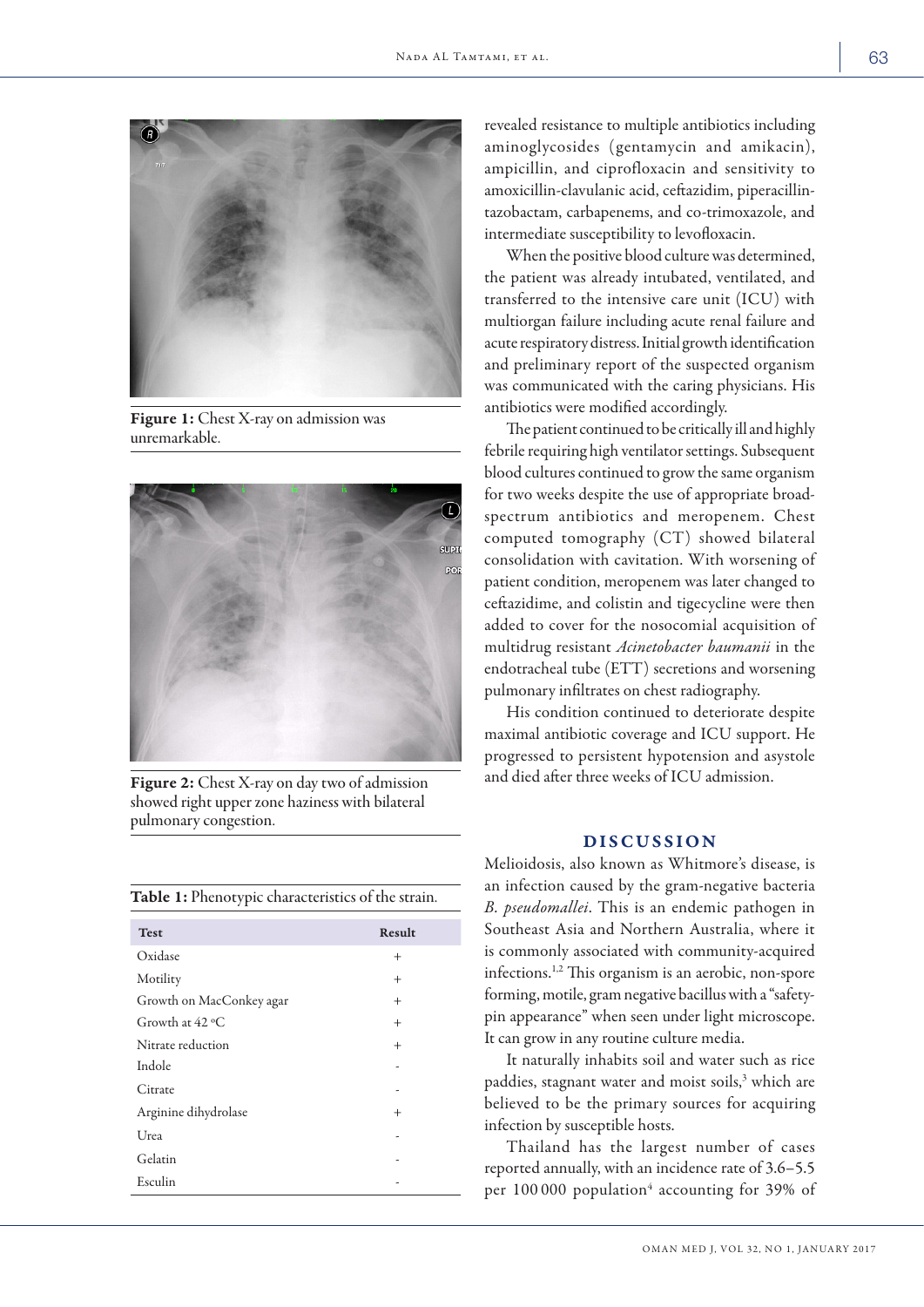Figure 1: Chest X-ray on admission was unremarkable.

Figure 2: Chest X-ray on day two of admission showed right upper zone haziness with bilateral pulmonary congestion.

**Table 1:** Phenotypic characteristics of the strain.

| Test | Result |
|---|---|
| Oxidase | + |
| Motility | + |
| Growth on MacConkey agar | + |
| Growth at 42 °C | + |
| Nitrate reduction | + |
| Indole | - |
| Citrate | - |
| Arginine dihydrolase | + |
| Urea | - |
| Gelatin | - |
| Esculin | - |

revealed resistance to multiple antibiotics including aminoglycosides (gentamycin and amikacin), ampicillin, and ciprofloxacin and sensitivity to amoxicillin-clavulanic acid, ceftazidim, piperacillin-tazobactam, carbapenems, and co-trimoxazole, and intermediate susceptibility to levofloxacin.

When the positive blood culture was determined, the patient was already intubated, ventilated, and transferred to the intensive care unit (ICU) with multiorgan failure including acute renal failure and acute respiratory distress. Initial growth identification and preliminary report of the suspected organism was communicated with the caring physicians. His antibiotics were modified accordingly.

The patient continued to be critically ill and highly febrile requiring high ventilator settings. Subsequent blood cultures continued to grow the same organism for two weeks despite the use of appropriate broad-spectrum antibiotics and meropenem. Chest computed tomography (CT) showed bilateral consolidation with cavitation. With worsening of patient condition, meropenem was later changed to ceftazidime, and colistin and tigecycline were then added to cover for the nosocomial acquisition of multidrug resistant *Acinetobacter baumanii* in the endotracheal tube (ETT) secretions and worsening pulmonary infiltrates on chest radiography.

His condition continued to deteriorate despite maximal antibiotic coverage and ICU support. He progressed to persistent hypotension and asystole and died after three weeks of ICU admission.

## DISCUSSION

Melioidosis, also known as Whitmore's disease, is an infection caused by the gram-negative bacteria *B. pseudomallei*. This is an endemic pathogen in Southeast Asia and Northern Australia, where it is commonly associated with community-acquired infections.[1,2] This organism is an aerobic, non-spore forming, motile, gram negative bacillus with a "safety-pin appearance" when seen under light microscope. It can grow in any routine culture media.

It naturally inhabits soil and water such as rice paddies, stagnant water and moist soils,[3] which are believed to be the primary sources for acquiring infection by susceptible hosts.

Thailand has the largest number of cases reported annually, with an incidence rate of 3.6–5.5 per 100 000 population[4] accounting for 39% of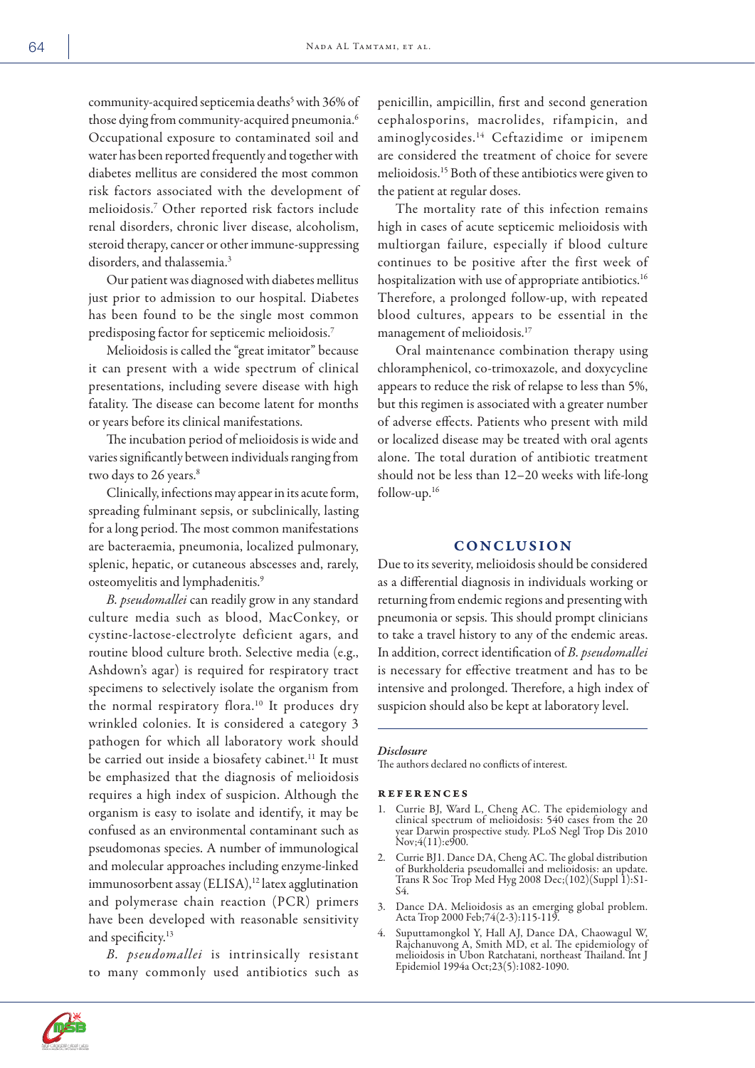community-acquired septicemia deaths[5] with 36% of those dying from community-acquired pneumonia.[6] Occupational exposure to contaminated soil and water has been reported frequently and together with diabetes mellitus are considered the most common risk factors associated with the development of melioidosis.[7] Other reported risk factors include renal disorders, chronic liver disease, alcoholism, steroid therapy, cancer or other immune-suppressing disorders, and thalassemia.[3]

Our patient was diagnosed with diabetes mellitus just prior to admission to our hospital. Diabetes has been found to be the single most common predisposing factor for septicemic melioidosis.[7]

Melioidosis is called the "great imitator" because it can present with a wide spectrum of clinical presentations, including severe disease with high fatality. The disease can become latent for months or years before its clinical manifestations.

The incubation period of melioidosis is wide and varies significantly between individuals ranging from two days to 26 years.[8]

Clinically, infections may appear in its acute form, spreading fulminant sepsis, or subclinically, lasting for a long period. The most common manifestations are bacteraemia, pneumonia, localized pulmonary, splenic, hepatic, or cutaneous abscesses and, rarely, osteomyelitis and lymphadenitis.[9]

*B. pseudomallei* can readily grow in any standard culture media such as blood, MacConkey, or cystine-lactose-electrolyte deficient agars, and routine blood culture broth. Selective media (e.g., Ashdown's agar) is required for respiratory tract specimens to selectively isolate the organism from the normal respiratory flora.[10] It produces dry wrinkled colonies. It is considered a category 3 pathogen for which all laboratory work should be carried out inside a biosafety cabinet.[11] It must be emphasized that the diagnosis of melioidosis requires a high index of suspicion. Although the organism is easy to isolate and identify, it may be confused as an environmental contaminant such as pseudomonas species. A number of immunological and molecular approaches including enzyme-linked immunosorbent assay (ELISA),[12] latex agglutination and polymerase chain reaction (PCR) primers have been developed with reasonable sensitivity and specificity.[13]

*B. pseudomallei* is intrinsically resistant to many commonly used antibiotics such as penicillin, ampicillin, first and second generation cephalosporins, macrolides, rifampicin, and aminoglycosides.[14] Ceftazidime or imipenem are considered the treatment of choice for severe melioidosis.[15] Both of these antibiotics were given to the patient at regular doses.

The mortality rate of this infection remains high in cases of acute septicemic melioidosis with multiorgan failure, especially if blood culture continues to be positive after the first week of hospitalization with use of appropriate antibiotics.[16] Therefore, a prolonged follow-up, with repeated blood cultures, appears to be essential in the management of melioidosis.[17]

Oral maintenance combination therapy using chloramphenicol, co-trimoxazole, and doxycycline appears to reduce the risk of relapse to less than 5%, but this regimen is associated with a greater number of adverse effects. Patients who present with mild or localized disease may be treated with oral agents alone. The total duration of antibiotic treatment should not be less than 12–20 weeks with life-long follow-up.[16]

## CONCLUSION

Due to its severity, melioidosis should be considered as a differential diagnosis in individuals working or returning from endemic regions and presenting with pneumonia or sepsis. This should prompt clinicians to take a travel history to any of the endemic areas. In addition, correct identification of *B. pseudomallei* is necessary for effective treatment and has to be intensive and prolonged. Therefore, a high index of suspicion should also be kept at laboratory level.

---

***Disclosure***

The authors declared no conflicts of interest.

## REFERENCES

1. Currie BJ, Ward L, Cheng AC. The epidemiology and clinical spectrum of melioidosis: 540 cases from the 20 year Darwin prospective study. PLoS Negl Trop Dis 2010 Nov;4(11):e900.
2. Currie BJ1. Dance DA, Cheng AC. The global distribution of Burkholderia pseudomallei and melioidosis: an update. Trans R Soc Trop Med Hyg 2008 Dec;(102)(Suppl 1):S1-S4.
3. Dance DA. Melioidosis as an emerging global problem. Acta Trop 2000 Feb;74(2-3):115-119.
4. Suputtamongkol Y, Hall AJ, Dance DA, Chaowagul W, Rajchanuvong A, Smith MD, et al. The epidemiology of melioidosis in Ubon Ratchatani, northeast Thailand. Int J Epidemiol 1994a Oct;23(5):1082-1090.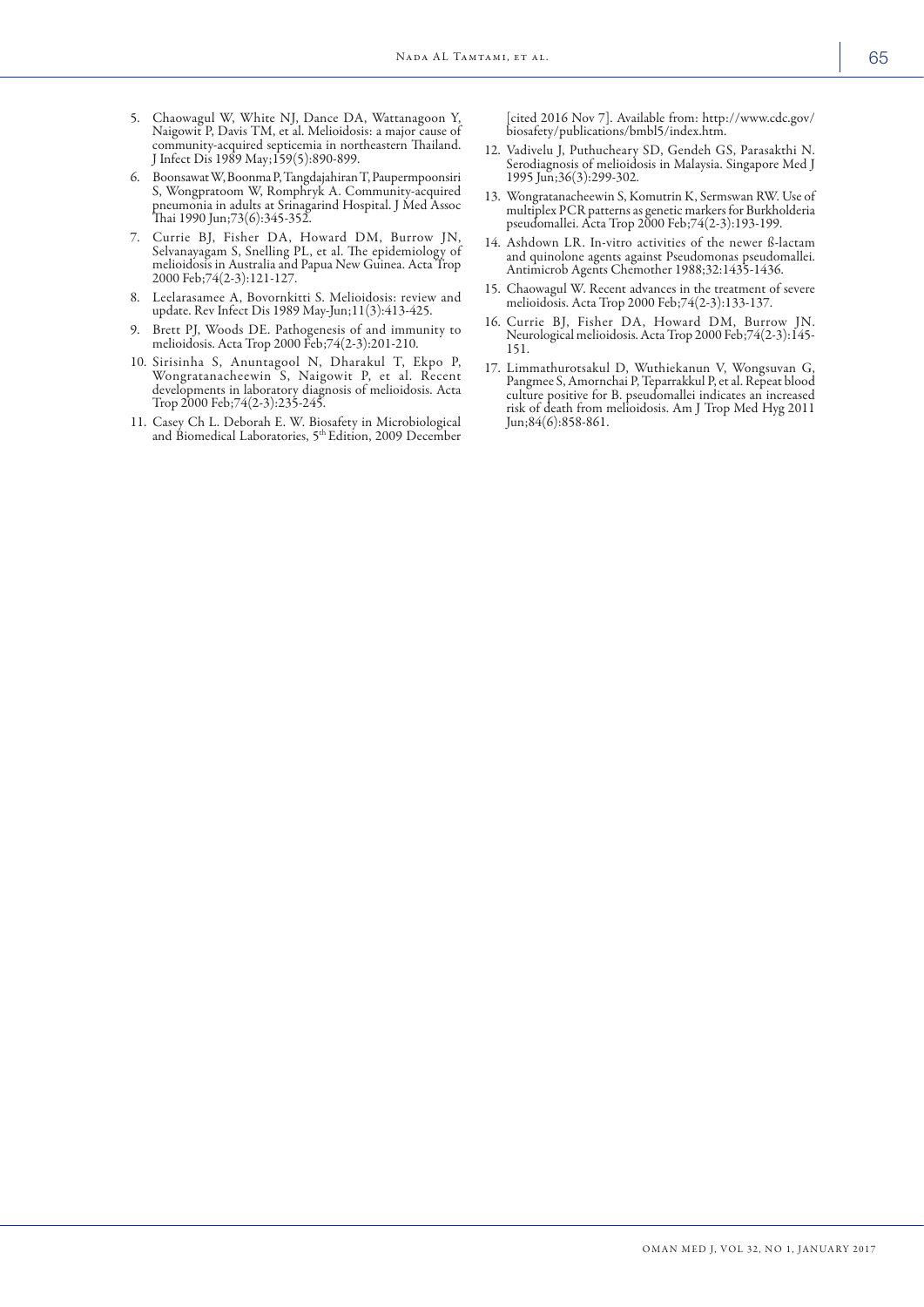5. Chaowagul W, White NJ, Dance DA, Wattanagoon Y, Naigowit P, Davis TM, et al. Melioidosis: a major cause of community-acquired septicemia in northeastern Thailand. J Infect Dis 1989 May;159(5):890-899.
6. Boonsawat W, Boonma P, Tangdajahiran T, Paupermpoonsiri S, Wongpratoom W, Romphryk A. Community-acquired pneumonia in adults at Srinagarind Hospital. J Med Assoc Thai 1990 Jun;73(6):345-352.
7. Currie BJ, Fisher DA, Howard DM, Burrow JN, Selvanayagam S, Snelling PL, et al. The epidemiology of melioidosis in Australia and Papua New Guinea. Acta Trop 2000 Feb;74(2-3):121-127.
8. Leelarasamee A, Bovornkitti S. Melioidosis: review and update. Rev Infect Dis 1989 May-Jun;11(3):413-425.
9. Brett PJ, Woods DE. Pathogenesis of and immunity to melioidosis. Acta Trop 2000 Feb;74(2-3):201-210.
10. Sirisinha S, Anuntagool N, Dharakul T, Ekpo P, Wongratanacheewin S, Naigowit P, et al. Recent developments in laboratory diagnosis of melioidosis. Acta Trop 2000 Feb;74(2-3):235-245.
11. Casey Ch L. Deborah E. W. Biosafety in Microbiological and Biomedical Laboratories, 5th Edition, 2009 December [cited 2016 Nov 7]. Available from: http://www.cdc.gov/biosafety/publications/bmbl5/index.htm.
12. Vadivelu J, Puthucheary SD, Gendeh GS, Parasakthi N. Serodiagnosis of melioidosis in Malaysia. Singapore Med J 1995 Jun;36(3):299-302.
13. Wongratanacheewin S, Komutrin K, Sermswan RW. Use of multiplex PCR patterns as genetic markers for Burkholderia pseudomallei. Acta Trop 2000 Feb;74(2-3):193-199.
14. Ashdown LR. In-vitro activities of the newer ß-lactam and quinolone agents against Pseudomonas pseudomallei. Antimicrob Agents Chemother 1988;32:1435-1436.
15. Chaowagul W. Recent advances in the treatment of severe melioidosis. Acta Trop 2000 Feb;74(2-3):133-137.
16. Currie BJ, Fisher DA, Howard DM, Burrow JN. Neurological melioidosis. Acta Trop 2000 Feb;74(2-3):145-151.
17. Limmathurotsakul D, Wuthiekanun V, Wongsuvan G, Pangmee S, Amornchai P, Teparrakkul P, et al. Repeat blood culture positive for B. pseudomallei indicates an increased risk of death from melioidosis. Am J Trop Med Hyg 2011 Jun;84(6):858-861.